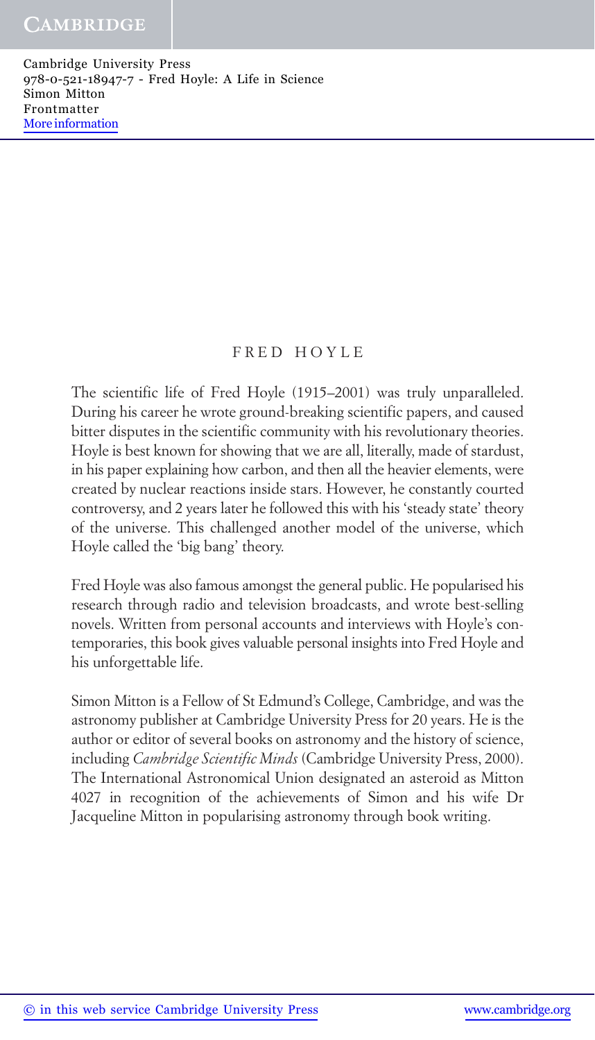# FRED HOYLE

The scientific life of Fred Hoyle (1915–2001) was truly unparalleled. During his career he wrote ground-breaking scientific papers, and caused bitter disputes in the scientific community with his revolutionary theories. Hoyle is best known for showing that we are all, literally, made of stardust, in his paper explaining how carbon, and then all the heavier elements, were created by nuclear reactions inside stars. However, he constantly courted controversy, and 2 years later he followed this with his 'steady state' theory of the universe. This challenged another model of the universe, which Hoyle called the 'big bang' theory.

Fred Hoyle was also famous amongst the general public. He popularised his research through radio and television broadcasts, and wrote best-selling novels. Written from personal accounts and interviews with Hoyle's contemporaries, this book gives valuable personal insights into Fred Hoyle and his unforgettable life.

Simon Mitton is a Fellow of St Edmund's College, Cambridge, and was the astronomy publisher at Cambridge University Press for 20 years. He is the author or editor of several books on astronomy and the history of science, including *Cambridge Scientific Minds* (Cambridge University Press, 2000). The International Astronomical Union designated an asteroid as Mitton 4027 in recognition of the achievements of Simon and his wife Dr Jacqueline Mitton in popularising astronomy through book writing.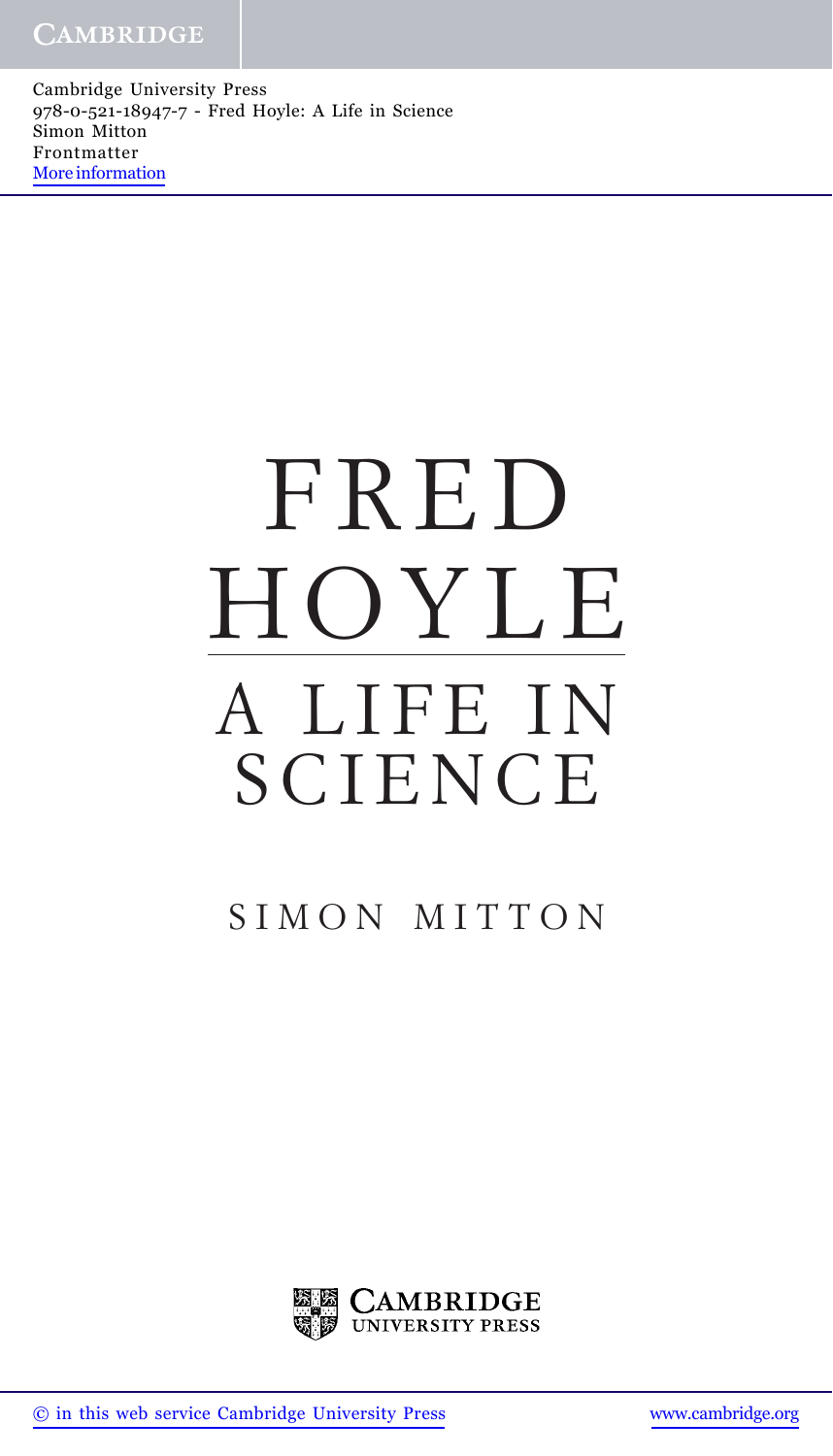# FRED HOYLE

## A LIFE IN SCIENCE

SIMON MITTON

CAMBRIDGE UNIVERSITY PRESS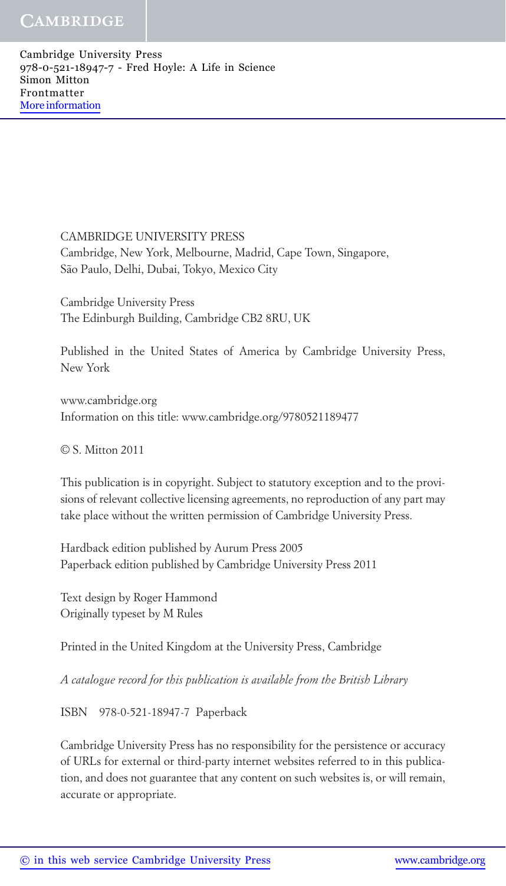CAMBRIDGE UNIVERSITY PRESS
Cambridge, New York, Melbourne, Madrid, Cape Town, Singapore,
São Paulo, Delhi, Dubai, Tokyo, Mexico City

Cambridge University Press
The Edinburgh Building, Cambridge CB2 8RU, UK

Published in the United States of America by Cambridge University Press, New York

www.cambridge.org
Information on this title: www.cambridge.org/9780521189477

© S. Mitton 2011

This publication is in copyright. Subject to statutory exception and to the provisions of relevant collective licensing agreements, no reproduction of any part may take place without the written permission of Cambridge University Press.

Hardback edition published by Aurum Press 2005
Paperback edition published by Cambridge University Press 2011

Text design by Roger Hammond
Originally typeset by M Rules

Printed in the United Kingdom at the University Press, Cambridge

*A catalogue record for this publication is available from the British Library*

ISBN 978-0-521-18947-7 Paperback

Cambridge University Press has no responsibility for the persistence or accuracy of URLs for external or third-party internet websites referred to in this publication, and does not guarantee that any content on such websites is, or will remain, accurate or appropriate.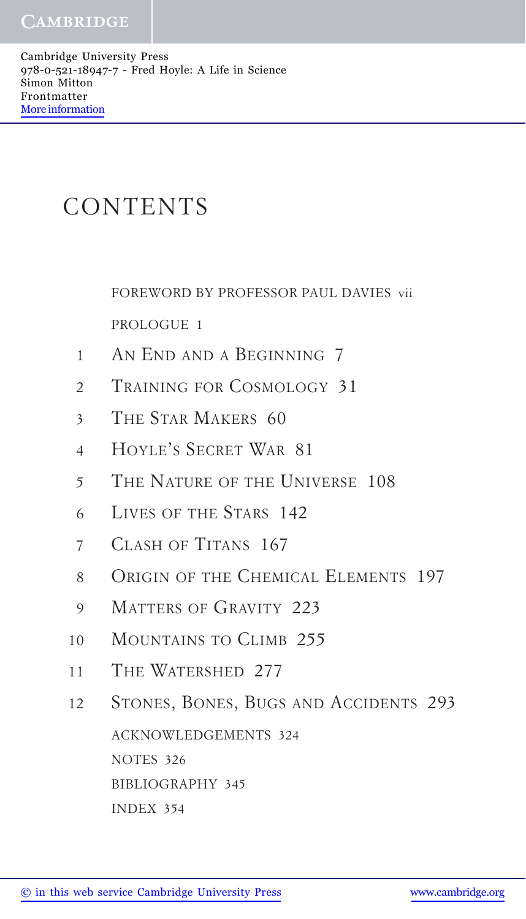# CONTENTS

FOREWORD BY PROFESSOR PAUL DAVIES vii

PROLOGUE 1

1 An End and a Beginning 7

2 Training for Cosmology 31

3 The Star Makers 60

4 Hoyle's Secret War 81

5 The Nature of the Universe 108

6 Lives of the Stars 142

7 Clash of Titans 167

8 Origin of the Chemical Elements 197

9 Matters of Gravity 223

10 Mountains to Climb 255

11 The Watershed 277

12 Stones, Bones, Bugs and Accidents 293

ACKNOWLEDGEMENTS 324

NOTES 326

BIBLIOGRAPHY 345

INDEX 354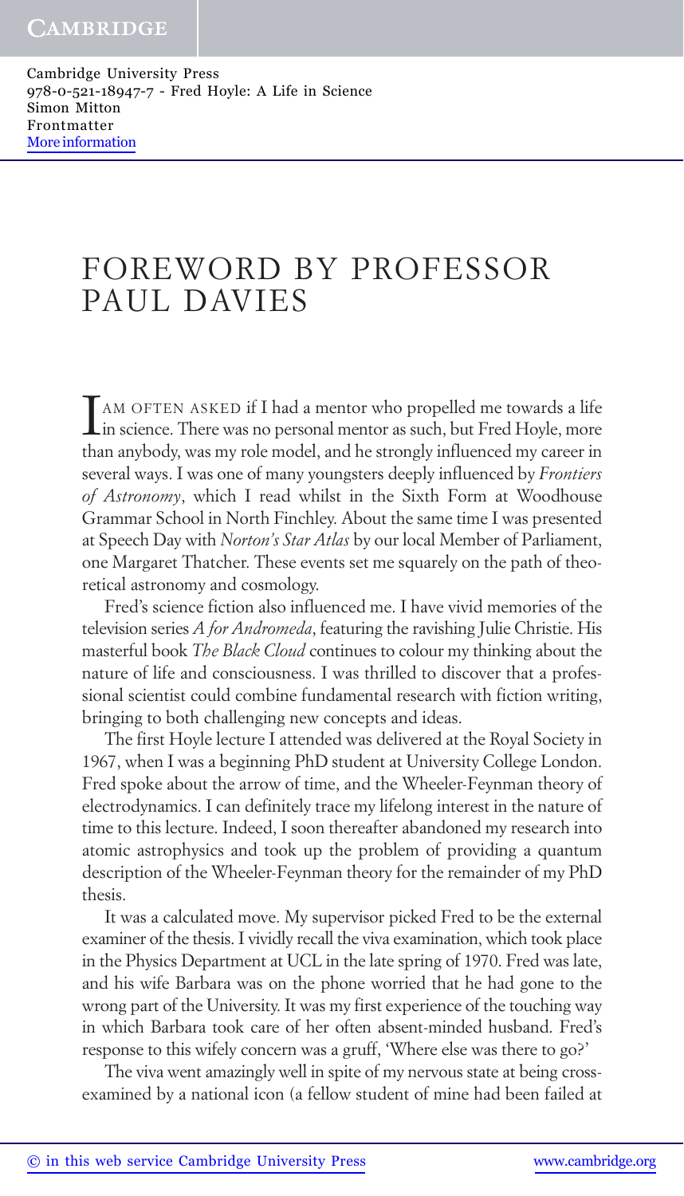# FOREWORD BY PROFESSOR PAUL DAVIES

I AM OFTEN ASKED if I had a mentor who propelled me towards a life in science. There was no personal mentor as such, but Fred Hoyle, more than anybody, was my role model, and he strongly influenced my career in several ways. I was one of many youngsters deeply influenced by *Frontiers of Astronomy*, which I read whilst in the Sixth Form at Woodhouse Grammar School in North Finchley. About the same time I was presented at Speech Day with *Norton's Star Atlas* by our local Member of Parliament, one Margaret Thatcher. These events set me squarely on the path of theoretical astronomy and cosmology.

Fred's science fiction also influenced me. I have vivid memories of the television series *A for Andromeda*, featuring the ravishing Julie Christie. His masterful book *The Black Cloud* continues to colour my thinking about the nature of life and consciousness. I was thrilled to discover that a professional scientist could combine fundamental research with fiction writing, bringing to both challenging new concepts and ideas.

The first Hoyle lecture I attended was delivered at the Royal Society in 1967, when I was a beginning PhD student at University College London. Fred spoke about the arrow of time, and the Wheeler-Feynman theory of electrodynamics. I can definitely trace my lifelong interest in the nature of time to this lecture. Indeed, I soon thereafter abandoned my research into atomic astrophysics and took up the problem of providing a quantum description of the Wheeler-Feynman theory for the remainder of my PhD thesis.

It was a calculated move. My supervisor picked Fred to be the external examiner of the thesis. I vividly recall the viva examination, which took place in the Physics Department at UCL in the late spring of 1970. Fred was late, and his wife Barbara was on the phone worried that he had gone to the wrong part of the University. It was my first experience of the touching way in which Barbara took care of her often absent-minded husband. Fred's response to this wifely concern was a gruff, 'Where else was there to go?'

The viva went amazingly well in spite of my nervous state at being cross-examined by a national icon (a fellow student of mine had been failed at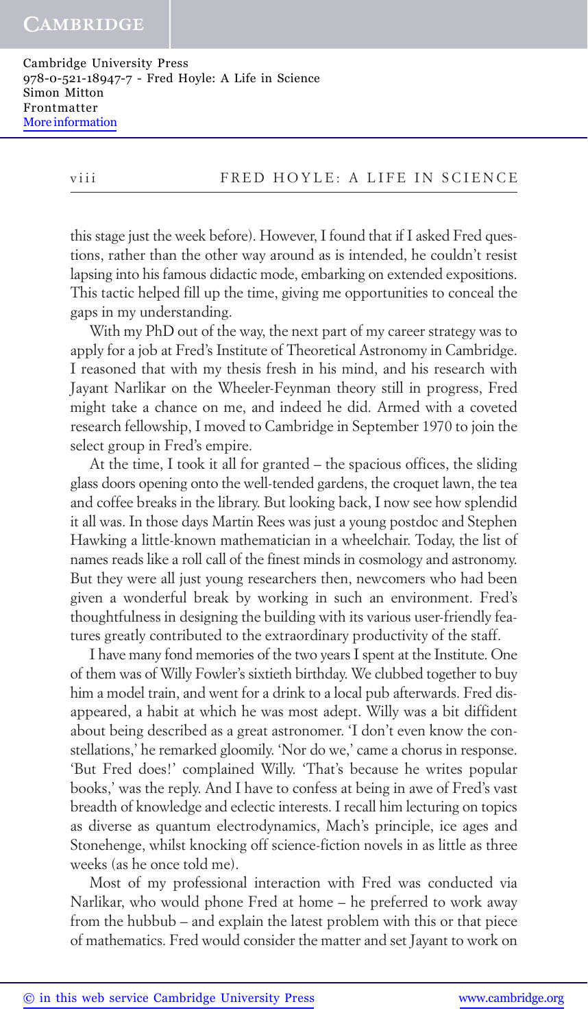this stage just the week before). However, I found that if I asked Fred questions, rather than the other way around as is intended, he couldn't resist lapsing into his famous didactic mode, embarking on extended expositions. This tactic helped fill up the time, giving me opportunities to conceal the gaps in my understanding.

With my PhD out of the way, the next part of my career strategy was to apply for a job at Fred's Institute of Theoretical Astronomy in Cambridge. I reasoned that with my thesis fresh in his mind, and his research with Jayant Narlikar on the Wheeler-Feynman theory still in progress, Fred might take a chance on me, and indeed he did. Armed with a coveted research fellowship, I moved to Cambridge in September 1970 to join the select group in Fred's empire.

At the time, I took it all for granted – the spacious offices, the sliding glass doors opening onto the well-tended gardens, the croquet lawn, the tea and coffee breaks in the library. But looking back, I now see how splendid it all was. In those days Martin Rees was just a young postdoc and Stephen Hawking a little-known mathematician in a wheelchair. Today, the list of names reads like a roll call of the finest minds in cosmology and astronomy. But they were all just young researchers then, newcomers who had been given a wonderful break by working in such an environment. Fred's thoughtfulness in designing the building with its various user-friendly features greatly contributed to the extraordinary productivity of the staff.

I have many fond memories of the two years I spent at the Institute. One of them was of Willy Fowler's sixtieth birthday. We clubbed together to buy him a model train, and went for a drink to a local pub afterwards. Fred disappeared, a habit at which he was most adept. Willy was a bit diffident about being described as a great astronomer. 'I don't even know the constellations,' he remarked gloomily. 'Nor do we,' came a chorus in response. 'But Fred does!' complained Willy. 'That's because he writes popular books,' was the reply. And I have to confess at being in awe of Fred's vast breadth of knowledge and eclectic interests. I recall him lecturing on topics as diverse as quantum electrodynamics, Mach's principle, ice ages and Stonehenge, whilst knocking off science-fiction novels in as little as three weeks (as he once told me).

Most of my professional interaction with Fred was conducted via Narlikar, who would phone Fred at home – he preferred to work away from the hubbub – and explain the latest problem with this or that piece of mathematics. Fred would consider the matter and set Jayant to work on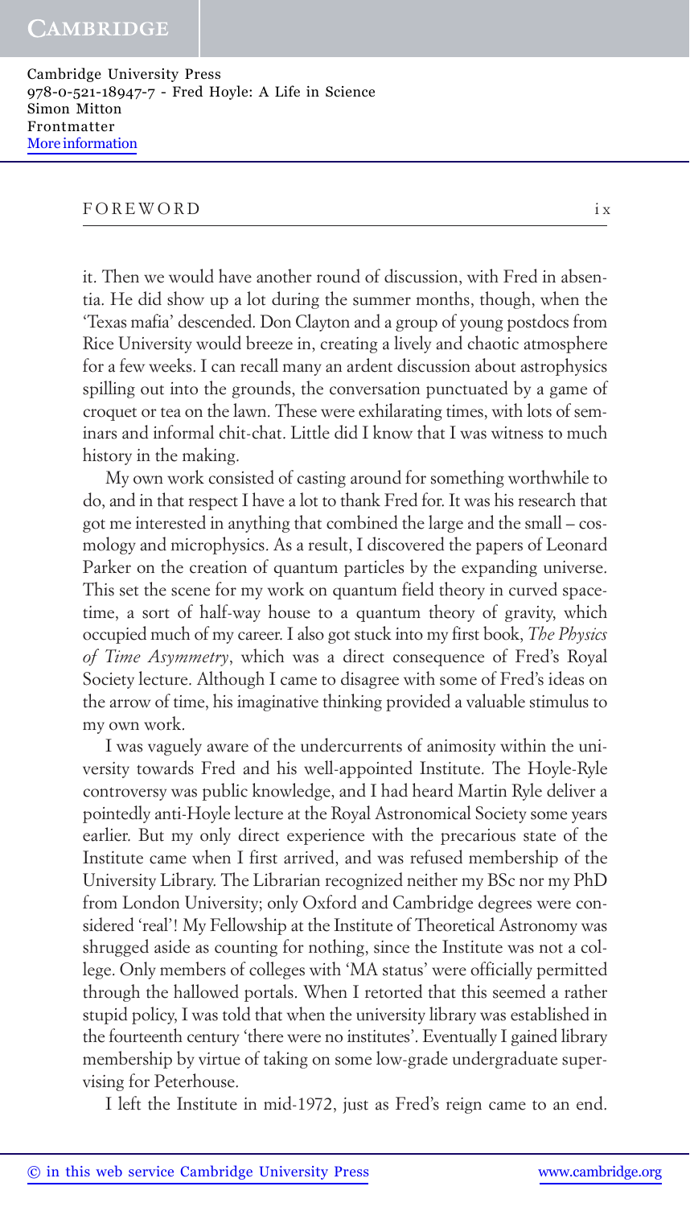it. Then we would have another round of discussion, with Fred in absentia. He did show up a lot during the summer months, though, when the 'Texas mafia' descended. Don Clayton and a group of young postdocs from Rice University would breeze in, creating a lively and chaotic atmosphere for a few weeks. I can recall many an ardent discussion about astrophysics spilling out into the grounds, the conversation punctuated by a game of croquet or tea on the lawn. These were exhilarating times, with lots of seminars and informal chit-chat. Little did I know that I was witness to much history in the making.

My own work consisted of casting around for something worthwhile to do, and in that respect I have a lot to thank Fred for. It was his research that got me interested in anything that combined the large and the small – cosmology and microphysics. As a result, I discovered the papers of Leonard Parker on the creation of quantum particles by the expanding universe. This set the scene for my work on quantum field theory in curved spacetime, a sort of half-way house to a quantum theory of gravity, which occupied much of my career. I also got stuck into my first book, *The Physics of Time Asymmetry*, which was a direct consequence of Fred's Royal Society lecture. Although I came to disagree with some of Fred's ideas on the arrow of time, his imaginative thinking provided a valuable stimulus to my own work.

I was vaguely aware of the undercurrents of animosity within the university towards Fred and his well-appointed Institute. The Hoyle-Ryle controversy was public knowledge, and I had heard Martin Ryle deliver a pointedly anti-Hoyle lecture at the Royal Astronomical Society some years earlier. But my only direct experience with the precarious state of the Institute came when I first arrived, and was refused membership of the University Library. The Librarian recognized neither my BSc nor my PhD from London University; only Oxford and Cambridge degrees were considered 'real'! My Fellowship at the Institute of Theoretical Astronomy was shrugged aside as counting for nothing, since the Institute was not a college. Only members of colleges with 'MA status' were officially permitted through the hallowed portals. When I retorted that this seemed a rather stupid policy, I was told that when the university library was established in the fourteenth century 'there were no institutes'. Eventually I gained library membership by virtue of taking on some low-grade undergraduate supervising for Peterhouse.

I left the Institute in mid-1972, just as Fred's reign came to an end.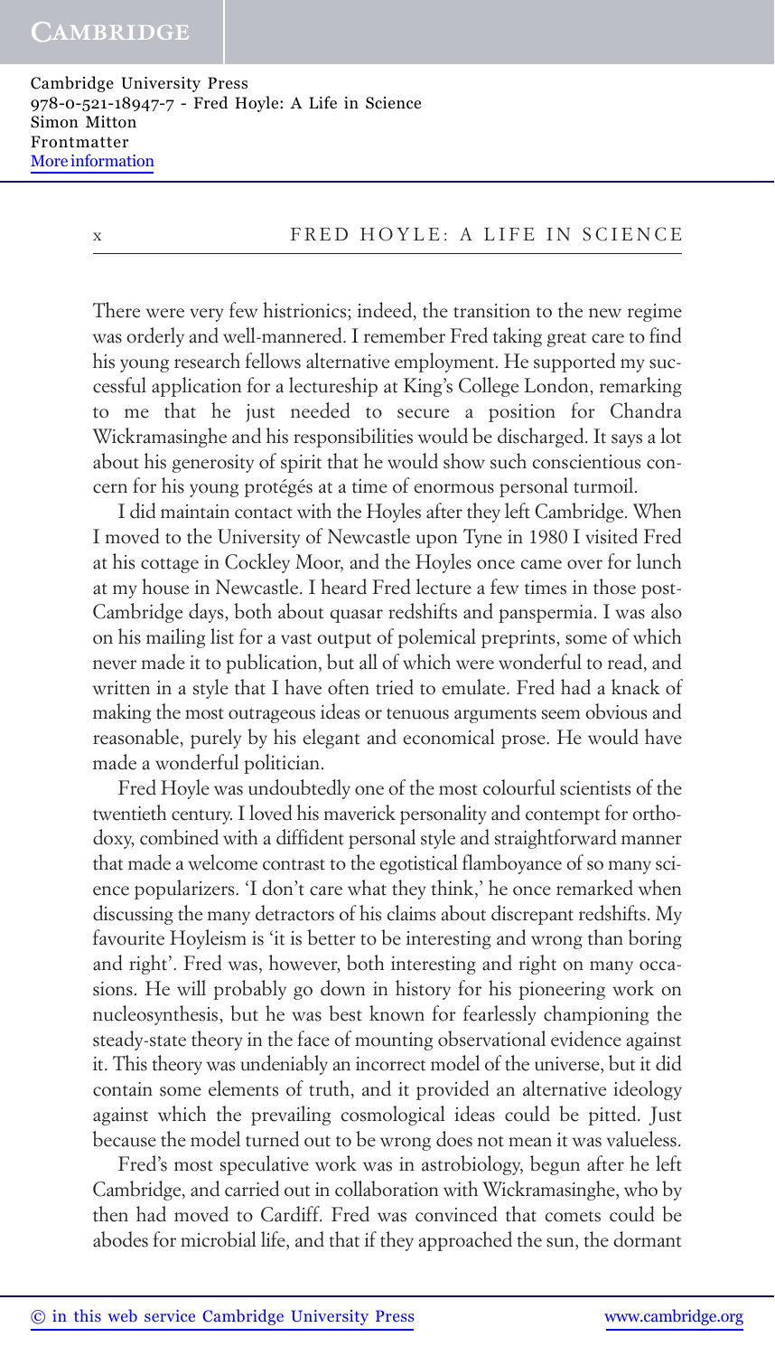There were very few histrionics; indeed, the transition to the new regime was orderly and well-mannered. I remember Fred taking great care to find his young research fellows alternative employment. He supported my successful application for a lectureship at King's College London, remarking to me that he just needed to secure a position for Chandra Wickramasinghe and his responsibilities would be discharged. It says a lot about his generosity of spirit that he would show such conscientious concern for his young protégés at a time of enormous personal turmoil.

I did maintain contact with the Hoyles after they left Cambridge. When I moved to the University of Newcastle upon Tyne in 1980 I visited Fred at his cottage in Cockley Moor, and the Hoyles once came over for lunch at my house in Newcastle. I heard Fred lecture a few times in those post-Cambridge days, both about quasar redshifts and panspermia. I was also on his mailing list for a vast output of polemical preprints, some of which never made it to publication, but all of which were wonderful to read, and written in a style that I have often tried to emulate. Fred had a knack of making the most outrageous ideas or tenuous arguments seem obvious and reasonable, purely by his elegant and economical prose. He would have made a wonderful politician.

Fred Hoyle was undoubtedly one of the most colourful scientists of the twentieth century. I loved his maverick personality and contempt for orthodoxy, combined with a diffident personal style and straightforward manner that made a welcome contrast to the egotistical flamboyance of so many science popularizers. 'I don't care what they think,' he once remarked when discussing the many detractors of his claims about discrepant redshifts. My favourite Hoyleism is 'it is better to be interesting and wrong than boring and right'. Fred was, however, both interesting and right on many occasions. He will probably go down in history for his pioneering work on nucleosynthesis, but he was best known for fearlessly championing the steady-state theory in the face of mounting observational evidence against it. This theory was undeniably an incorrect model of the universe, but it did contain some elements of truth, and it provided an alternative ideology against which the prevailing cosmological ideas could be pitted. Just because the model turned out to be wrong does not mean it was valueless.

Fred's most speculative work was in astrobiology, begun after he left Cambridge, and carried out in collaboration with Wickramasinghe, who by then had moved to Cardiff. Fred was convinced that comets could be abodes for microbial life, and that if they approached the sun, the dormant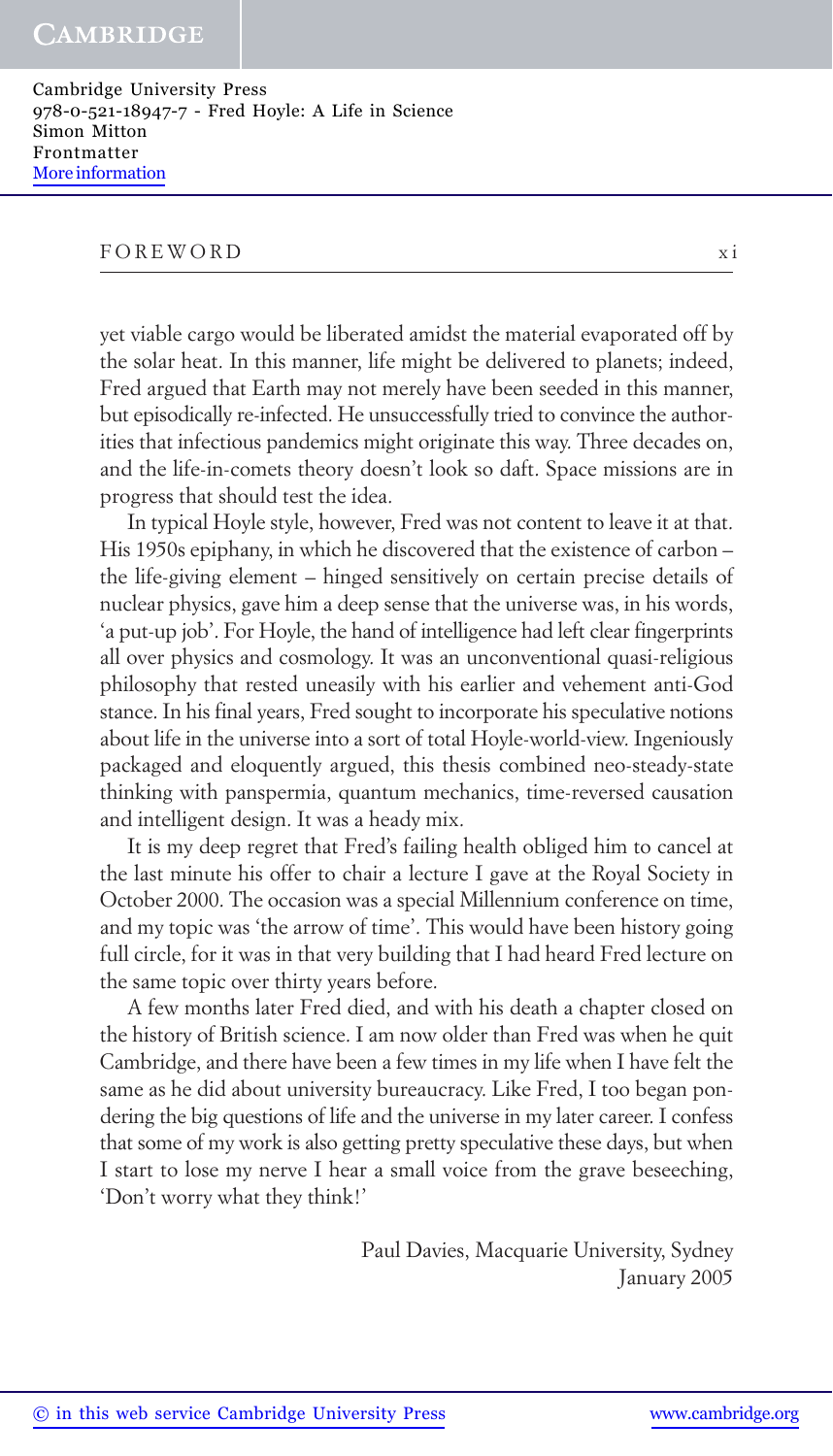yet viable cargo would be liberated amidst the material evaporated off by the solar heat. In this manner, life might be delivered to planets; indeed, Fred argued that Earth may not merely have been seeded in this manner, but episodically re-infected. He unsuccessfully tried to convince the authorities that infectious pandemics might originate this way. Three decades on, and the life-in-comets theory doesn't look so daft. Space missions are in progress that should test the idea.

In typical Hoyle style, however, Fred was not content to leave it at that. His 1950s epiphany, in which he discovered that the existence of carbon – the life-giving element – hinged sensitively on certain precise details of nuclear physics, gave him a deep sense that the universe was, in his words, 'a put-up job'. For Hoyle, the hand of intelligence had left clear fingerprints all over physics and cosmology. It was an unconventional quasi-religious philosophy that rested uneasily with his earlier and vehement anti-God stance. In his final years, Fred sought to incorporate his speculative notions about life in the universe into a sort of total Hoyle-world-view. Ingeniously packaged and eloquently argued, this thesis combined neo-steady-state thinking with panspermia, quantum mechanics, time-reversed causation and intelligent design. It was a heady mix.

It is my deep regret that Fred's failing health obliged him to cancel at the last minute his offer to chair a lecture I gave at the Royal Society in October 2000. The occasion was a special Millennium conference on time, and my topic was 'the arrow of time'. This would have been history going full circle, for it was in that very building that I had heard Fred lecture on the same topic over thirty years before.

A few months later Fred died, and with his death a chapter closed on the history of British science. I am now older than Fred was when he quit Cambridge, and there have been a few times in my life when I have felt the same as he did about university bureaucracy. Like Fred, I too began pondering the big questions of life and the universe in my later career. I confess that some of my work is also getting pretty speculative these days, but when I start to lose my nerve I hear a small voice from the grave beseeching, 'Don't worry what they think!'

Paul Davies, Macquarie University, Sydney
January 2005